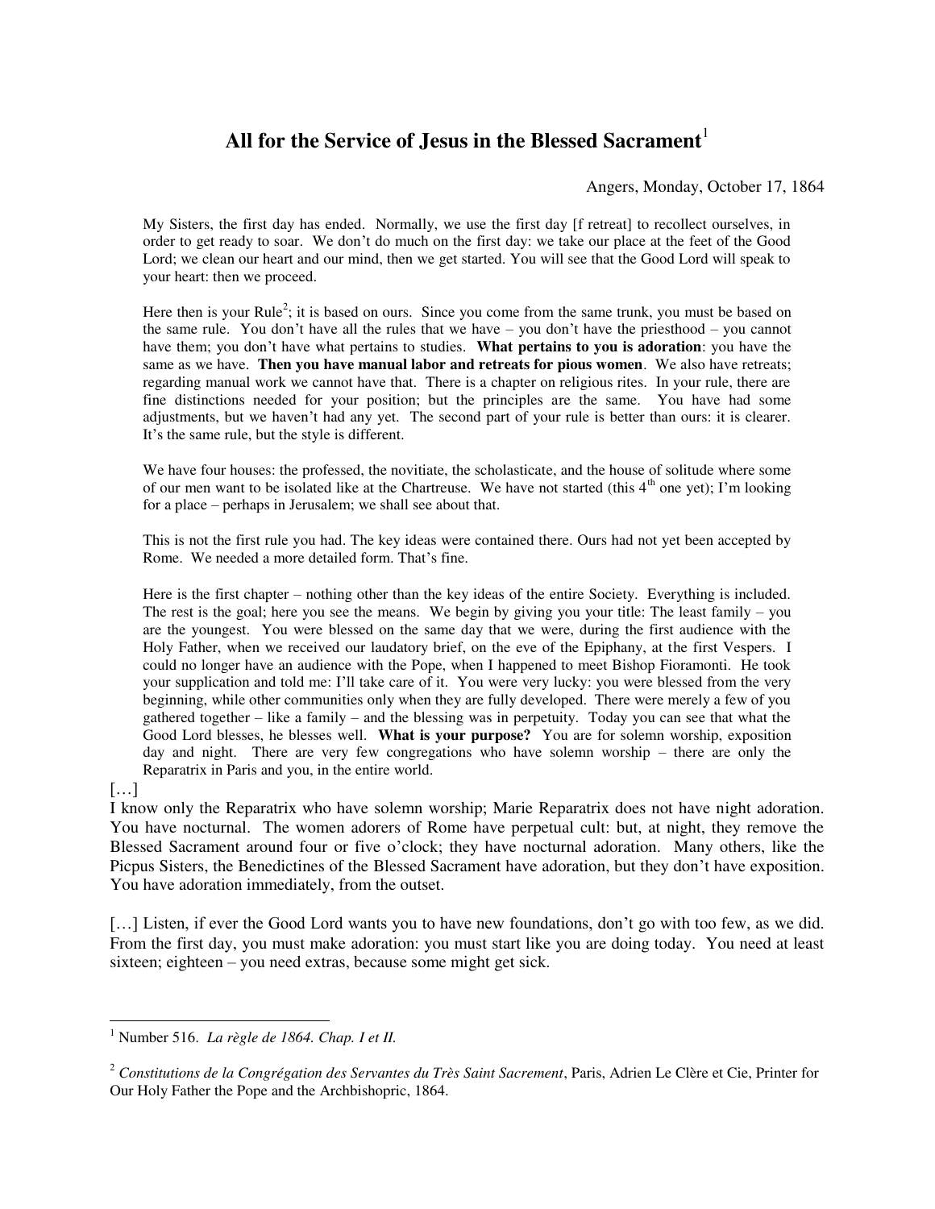# All for the Service of Jesus in the Blessed Sacrament[1]

Angers, Monday, October 17, 1864

> My Sisters, the first day has ended. Normally, we use the first day [f retreat] to recollect ourselves, in order to get ready to soar. We don't do much on the first day: we take our place at the feet of the Good Lord; we clean our heart and our mind, then we get started. You will see that the Good Lord will speak to your heart: then we proceed.
>
> Here then is your Rule[2]; it is based on ours. Since you come from the same trunk, you must be based on the same rule. You don't have all the rules that we have – you don't have the priesthood – you cannot have them; you don't have what pertains to studies. **What pertains to you is adoration**: you have the same as we have. **Then you have manual labor and retreats for pious women**. We also have retreats; regarding manual work we cannot have that. There is a chapter on religious rites. In your rule, there are fine distinctions needed for your position; but the principles are the same. You have had some adjustments, but we haven't had any yet. The second part of your rule is better than ours: it is clearer. It's the same rule, but the style is different.
>
> We have four houses: the professed, the novitiate, the scholasticate, and the house of solitude where some of our men want to be isolated like at the Chartreuse. We have not started (this 4th one yet); I'm looking for a place – perhaps in Jerusalem; we shall see about that.
>
> This is not the first rule you had. The key ideas were contained there. Ours had not yet been accepted by Rome. We needed a more detailed form. That's fine.
>
> Here is the first chapter – nothing other than the key ideas of the entire Society. Everything is included. The rest is the goal; here you see the means. We begin by giving you your title: The least family – you are the youngest. You were blessed on the same day that we were, during the first audience with the Holy Father, when we received our laudatory brief, on the eve of the Epiphany, at the first Vespers. I could no longer have an audience with the Pope, when I happened to meet Bishop Fioramonti. He took your supplication and told me: I'll take care of it. You were very lucky: you were blessed from the very beginning, while other communities only when they are fully developed. There were merely a few of you gathered together – like a family – and the blessing was in perpetuity. Today you can see that what the Good Lord blesses, he blesses well. **What is your purpose?** You are for solemn worship, exposition day and night. There are very few congregations who have solemn worship – there are only the Reparatrix in Paris and you, in the entire world.

[…]

I know only the Reparatrix who have solemn worship; Marie Reparatrix does not have night adoration. You have nocturnal. The women adorers of Rome have perpetual cult: but, at night, they remove the Blessed Sacrament around four or five o'clock; they have nocturnal adoration. Many others, like the Picpus Sisters, the Benedictines of the Blessed Sacrament have adoration, but they don't have exposition. You have adoration immediately, from the outset.

[…] Listen, if ever the Good Lord wants you to have new foundations, don't go with too few, as we did. From the first day, you must make adoration: you must start like you are doing today. You need at least sixteen; eighteen – you need extras, because some might get sick.

---

[1] Number 516. *La règle de 1864. Chap. I et II.*

[2] *Constitutions de la Congrégation des Servantes du Très Saint Sacrement*, Paris, Adrien Le Clère et Cie, Printer for Our Holy Father the Pope and the Archbishopric, 1864.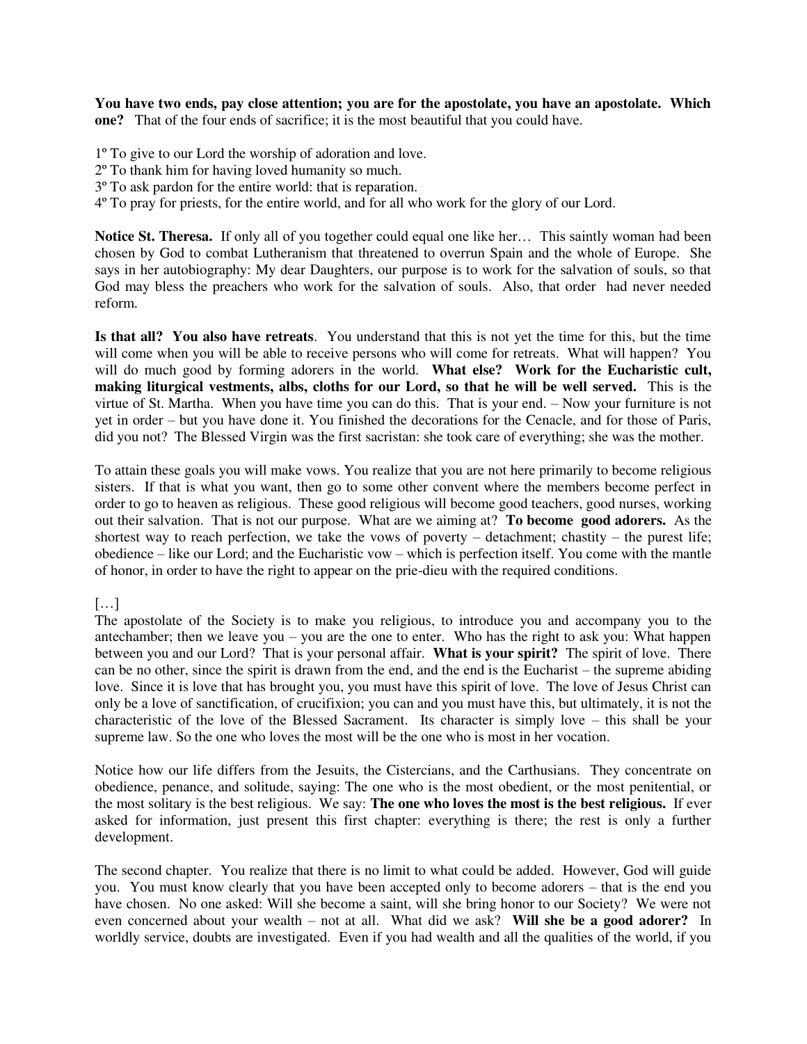**You have two ends, pay close attention; you are for the apostolate, you have an apostolate. Which one?** That of the four ends of sacrifice; it is the most beautiful that you could have.

1º To give to our Lord the worship of adoration and love.
2º To thank him for having loved humanity so much.
3º To ask pardon for the entire world: that is reparation.
4º To pray for priests, for the entire world, and for all who work for the glory of our Lord.

**Notice St. Theresa.** If only all of you together could equal one like her… This saintly woman had been chosen by God to combat Lutheranism that threatened to overrun Spain and the whole of Europe. She says in her autobiography: My dear Daughters, our purpose is to work for the salvation of souls, so that God may bless the preachers who work for the salvation of souls. Also, that order had never needed reform.

**Is that all? You also have retreats**. You understand that this is not yet the time for this, but the time will come when you will be able to receive persons who will come for retreats. What will happen? You will do much good by forming adorers in the world. **What else? Work for the Eucharistic cult, making liturgical vestments, albs, cloths for our Lord, so that he will be well served.** This is the virtue of St. Martha. When you have time you can do this. That is your end. – Now your furniture is not yet in order – but you have done it. You finished the decorations for the Cenacle, and for those of Paris, did you not? The Blessed Virgin was the first sacristan: she took care of everything; she was the mother.

To attain these goals you will make vows. You realize that you are not here primarily to become religious sisters. If that is what you want, then go to some other convent where the members become perfect in order to go to heaven as religious. These good religious will become good teachers, good nurses, working out their salvation. That is not our purpose. What are we aiming at? **To become good adorers.** As the shortest way to reach perfection, we take the vows of poverty – detachment; chastity – the purest life; obedience – like our Lord; and the Eucharistic vow – which is perfection itself. You come with the mantle of honor, in order to have the right to appear on the prie-dieu with the required conditions.

[…]

The apostolate of the Society is to make you religious, to introduce you and accompany you to the antechamber; then we leave you – you are the one to enter. Who has the right to ask you: What happen between you and our Lord? That is your personal affair. **What is your spirit?** The spirit of love. There can be no other, since the spirit is drawn from the end, and the end is the Eucharist – the supreme abiding love. Since it is love that has brought you, you must have this spirit of love. The love of Jesus Christ can only be a love of sanctification, of crucifixion; you can and you must have this, but ultimately, it is not the characteristic of the love of the Blessed Sacrament. Its character is simply love – this shall be your supreme law. So the one who loves the most will be the one who is most in her vocation.

Notice how our life differs from the Jesuits, the Cistercians, and the Carthusians. They concentrate on obedience, penance, and solitude, saying: The one who is the most obedient, or the most penitential, or the most solitary is the best religious. We say: **The one who loves the most is the best religious.** If ever asked for information, just present this first chapter: everything is there; the rest is only a further development.

The second chapter. You realize that there is no limit to what could be added. However, God will guide you. You must know clearly that you have been accepted only to become adorers – that is the end you have chosen. No one asked: Will she become a saint, will she bring honor to our Society? We were not even concerned about your wealth – not at all. What did we ask? **Will she be a good adorer?** In worldly service, doubts are investigated. Even if you had wealth and all the qualities of the world, if you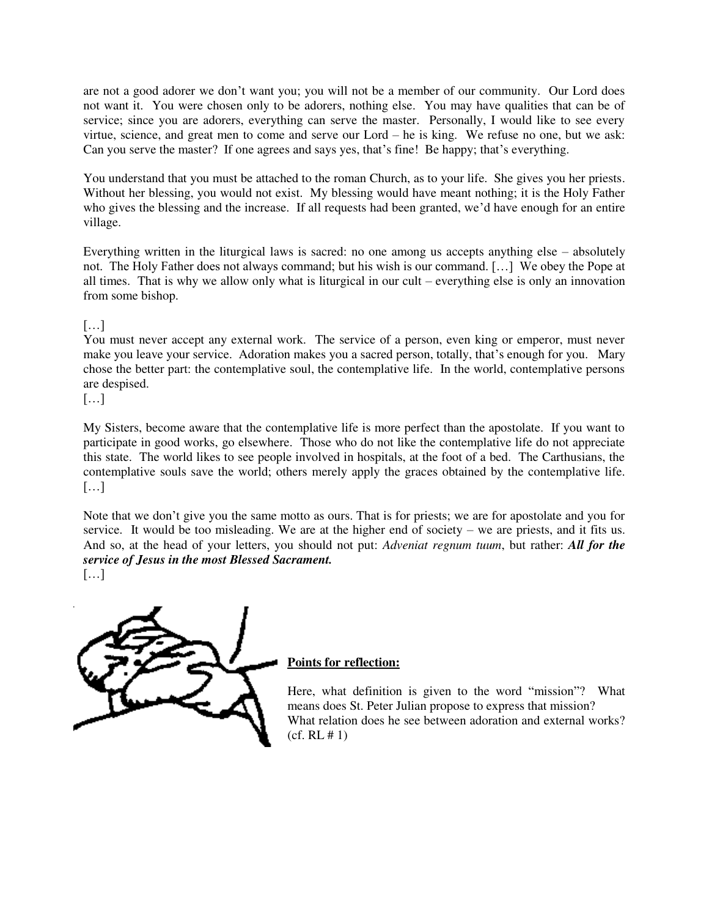are not a good adorer we don't want you; you will not be a member of our community. Our Lord does not want it. You were chosen only to be adorers, nothing else. You may have qualities that can be of service; since you are adorers, everything can serve the master. Personally, I would like to see every virtue, science, and great men to come and serve our Lord – he is king. We refuse no one, but we ask: Can you serve the master? If one agrees and says yes, that's fine! Be happy; that's everything.

You understand that you must be attached to the roman Church, as to your life. She gives you her priests. Without her blessing, you would not exist. My blessing would have meant nothing; it is the Holy Father who gives the blessing and the increase. If all requests had been granted, we'd have enough for an entire village.

Everything written in the liturgical laws is sacred: no one among us accepts anything else – absolutely not. The Holy Father does not always command; but his wish is our command. […] We obey the Pope at all times. That is why we allow only what is liturgical in our cult – everything else is only an innovation from some bishop.

[…]
You must never accept any external work. The service of a person, even king or emperor, must never make you leave your service. Adoration makes you a sacred person, totally, that's enough for you. Mary chose the better part: the contemplative soul, the contemplative life. In the world, contemplative persons are despised.
[…]

My Sisters, become aware that the contemplative life is more perfect than the apostolate. If you want to participate in good works, go elsewhere. Those who do not like the contemplative life do not appreciate this state. The world likes to see people involved in hospitals, at the foot of a bed. The Carthusians, the contemplative souls save the world; others merely apply the graces obtained by the contemplative life.
[…]

Note that we don't give you the same motto as ours. That is for priests; we are for apostolate and you for service. It would be too misleading. We are at the higher end of society – we are priests, and it fits us. And so, at the head of your letters, you should not put: *Adveniat regnum tuum*, but rather: ***All for the service of Jesus in the most Blessed Sacrament.***
[…]

**<u>Points for reflection:</u>**

Here, what definition is given to the word "mission"? What means does St. Peter Julian propose to express that mission? What relation does he see between adoration and external works? (cf. RL # 1)